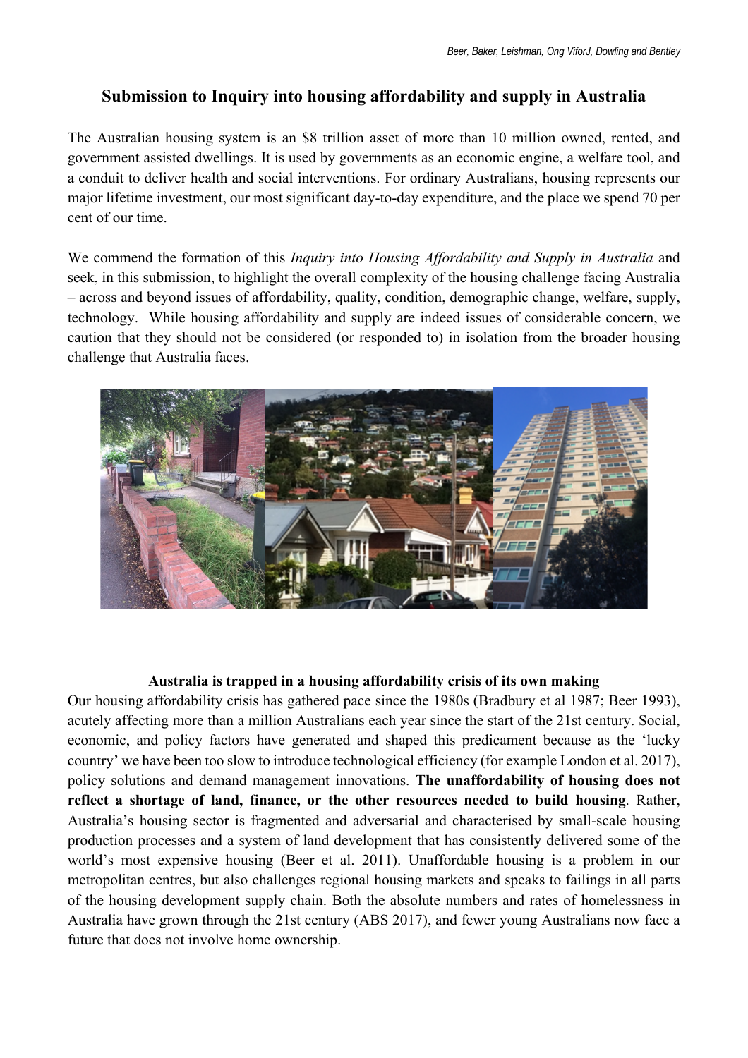# Submission to Inquiry into housing affordability and supply in Australia

The Australian housing system is an $8 trillion asset of more than 10 million owned, rented, and government assisted dwellings. It is used by governments as an economic engine, a welfare tool, and a conduit to deliver health and social interventions. For ordinary Australians, housing represents our major lifetime investment, our most significant day-to-day expenditure, and the place we spend 70 per cent of our time.

We commend the formation of this *Inquiry into Housing Affordability and Supply in Australia* and seek, in this submission, to highlight the overall complexity of the housing challenge facing Australia – across and beyond issues of affordability, quality, condition, demographic change, welfare, supply, technology. While housing affordability and supply are indeed issues of considerable concern, we caution that they should not be considered (or responded to) in isolation from the broader housing challenge that Australia faces.

## Australia is trapped in a housing affordability crisis of its own making

Our housing affordability crisis has gathered pace since the 1980s (Bradbury et al 1987; Beer 1993), acutely affecting more than a million Australians each year since the start of the 21st century. Social, economic, and policy factors have generated and shaped this predicament because as the 'lucky country' we have been too slow to introduce technological efficiency (for example London et al. 2017), policy solutions and demand management innovations. **The unaffordability of housing does not reflect a shortage of land, finance, or the other resources needed to build housing**. Rather, Australia's housing sector is fragmented and adversarial and characterised by small-scale housing production processes and a system of land development that has consistently delivered some of the world's most expensive housing (Beer et al. 2011). Unaffordable housing is a problem in our metropolitan centres, but also challenges regional housing markets and speaks to failings in all parts of the housing development supply chain. Both the absolute numbers and rates of homelessness in Australia have grown through the 21st century (ABS 2017), and fewer young Australians now face a future that does not involve home ownership.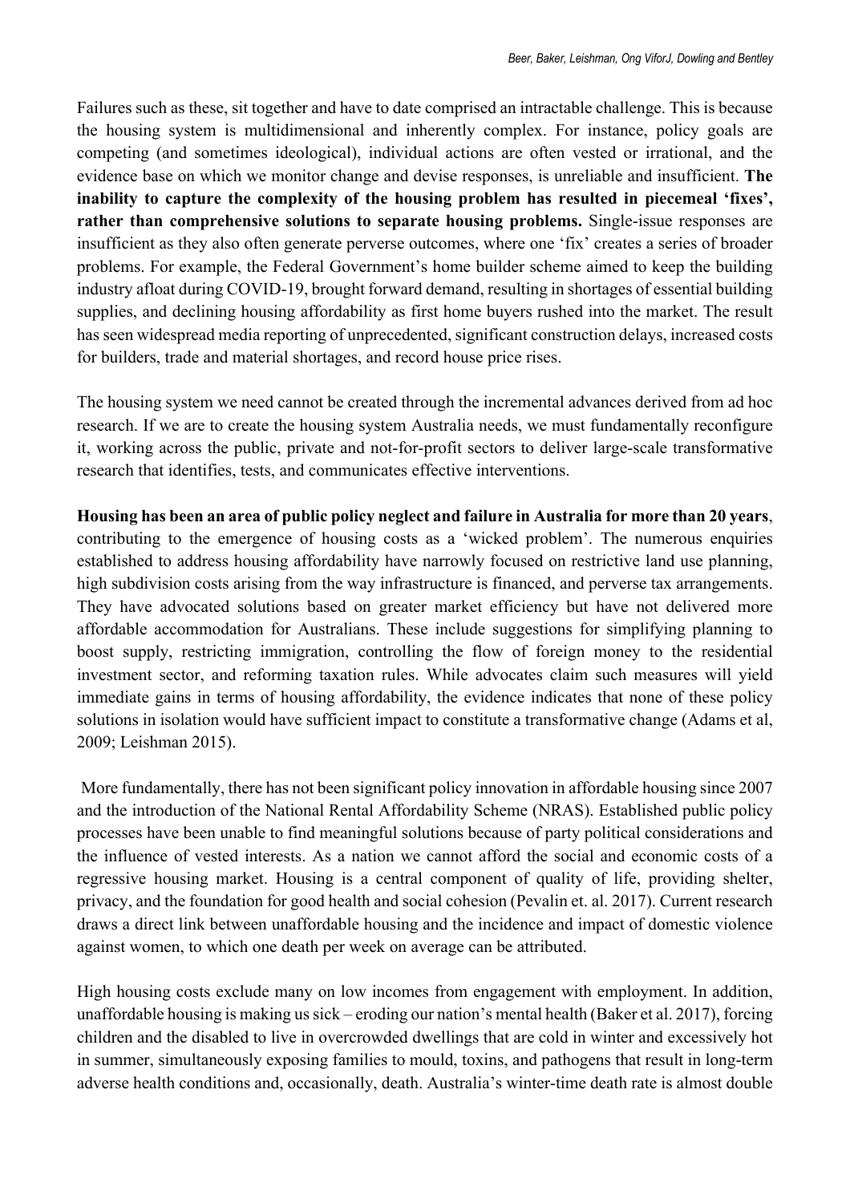Failures such as these, sit together and have to date comprised an intractable challenge. This is because the housing system is multidimensional and inherently complex. For instance, policy goals are competing (and sometimes ideological), individual actions are often vested or irrational, and the evidence base on which we monitor change and devise responses, is unreliable and insufficient. **The inability to capture the complexity of the housing problem has resulted in piecemeal 'fixes', rather than comprehensive solutions to separate housing problems.** Single-issue responses are insufficient as they also often generate perverse outcomes, where one 'fix' creates a series of broader problems. For example, the Federal Government's home builder scheme aimed to keep the building industry afloat during COVID-19, brought forward demand, resulting in shortages of essential building supplies, and declining housing affordability as first home buyers rushed into the market. The result has seen widespread media reporting of unprecedented, significant construction delays, increased costs for builders, trade and material shortages, and record house price rises.

The housing system we need cannot be created through the incremental advances derived from ad hoc research. If we are to create the housing system Australia needs, we must fundamentally reconfigure it, working across the public, private and not-for-profit sectors to deliver large-scale transformative research that identifies, tests, and communicates effective interventions.

**Housing has been an area of public policy neglect and failure in Australia for more than 20 years**, contributing to the emergence of housing costs as a 'wicked problem'. The numerous enquiries established to address housing affordability have narrowly focused on restrictive land use planning, high subdivision costs arising from the way infrastructure is financed, and perverse tax arrangements. They have advocated solutions based on greater market efficiency but have not delivered more affordable accommodation for Australians. These include suggestions for simplifying planning to boost supply, restricting immigration, controlling the flow of foreign money to the residential investment sector, and reforming taxation rules. While advocates claim such measures will yield immediate gains in terms of housing affordability, the evidence indicates that none of these policy solutions in isolation would have sufficient impact to constitute a transformative change (Adams et al, 2009; Leishman 2015).

More fundamentally, there has not been significant policy innovation in affordable housing since 2007 and the introduction of the National Rental Affordability Scheme (NRAS). Established public policy processes have been unable to find meaningful solutions because of party political considerations and the influence of vested interests. As a nation we cannot afford the social and economic costs of a regressive housing market. Housing is a central component of quality of life, providing shelter, privacy, and the foundation for good health and social cohesion (Pevalin et. al. 2017). Current research draws a direct link between unaffordable housing and the incidence and impact of domestic violence against women, to which one death per week on average can be attributed.

High housing costs exclude many on low incomes from engagement with employment. In addition, unaffordable housing is making us sick – eroding our nation's mental health (Baker et al. 2017), forcing children and the disabled to live in overcrowded dwellings that are cold in winter and excessively hot in summer, simultaneously exposing families to mould, toxins, and pathogens that result in long-term adverse health conditions and, occasionally, death. Australia's winter-time death rate is almost double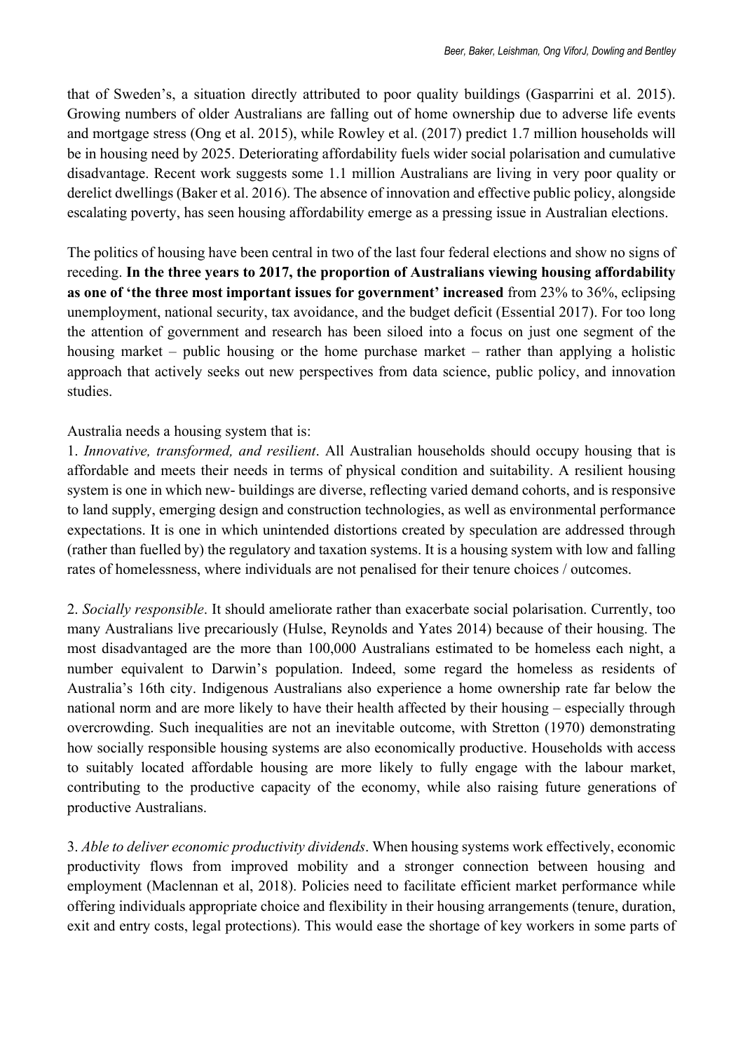that of Sweden's, a situation directly attributed to poor quality buildings (Gasparrini et al. 2015). Growing numbers of older Australians are falling out of home ownership due to adverse life events and mortgage stress (Ong et al. 2015), while Rowley et al. (2017) predict 1.7 million households will be in housing need by 2025. Deteriorating affordability fuels wider social polarisation and cumulative disadvantage. Recent work suggests some 1.1 million Australians are living in very poor quality or derelict dwellings (Baker et al. 2016). The absence of innovation and effective public policy, alongside escalating poverty, has seen housing affordability emerge as a pressing issue in Australian elections.

The politics of housing have been central in two of the last four federal elections and show no signs of receding. **In the three years to 2017, the proportion of Australians viewing housing affordability as one of 'the three most important issues for government' increased** from 23% to 36%, eclipsing unemployment, national security, tax avoidance, and the budget deficit (Essential 2017). For too long the attention of government and research has been siloed into a focus on just one segment of the housing market – public housing or the home purchase market – rather than applying a holistic approach that actively seeks out new perspectives from data science, public policy, and innovation studies.

Australia needs a housing system that is:

1. *Innovative, transformed, and resilient*. All Australian households should occupy housing that is affordable and meets their needs in terms of physical condition and suitability. A resilient housing system is one in which new- buildings are diverse, reflecting varied demand cohorts, and is responsive to land supply, emerging design and construction technologies, as well as environmental performance expectations. It is one in which unintended distortions created by speculation are addressed through (rather than fuelled by) the regulatory and taxation systems. It is a housing system with low and falling rates of homelessness, where individuals are not penalised for their tenure choices / outcomes.

2. *Socially responsible*. It should ameliorate rather than exacerbate social polarisation. Currently, too many Australians live precariously (Hulse, Reynolds and Yates 2014) because of their housing. The most disadvantaged are the more than 100,000 Australians estimated to be homeless each night, a number equivalent to Darwin's population. Indeed, some regard the homeless as residents of Australia's 16th city. Indigenous Australians also experience a home ownership rate far below the national norm and are more likely to have their health affected by their housing – especially through overcrowding. Such inequalities are not an inevitable outcome, with Stretton (1970) demonstrating how socially responsible housing systems are also economically productive. Households with access to suitably located affordable housing are more likely to fully engage with the labour market, contributing to the productive capacity of the economy, while also raising future generations of productive Australians.

3. *Able to deliver economic productivity dividends*. When housing systems work effectively, economic productivity flows from improved mobility and a stronger connection between housing and employment (Maclennan et al, 2018). Policies need to facilitate efficient market performance while offering individuals appropriate choice and flexibility in their housing arrangements (tenure, duration, exit and entry costs, legal protections). This would ease the shortage of key workers in some parts of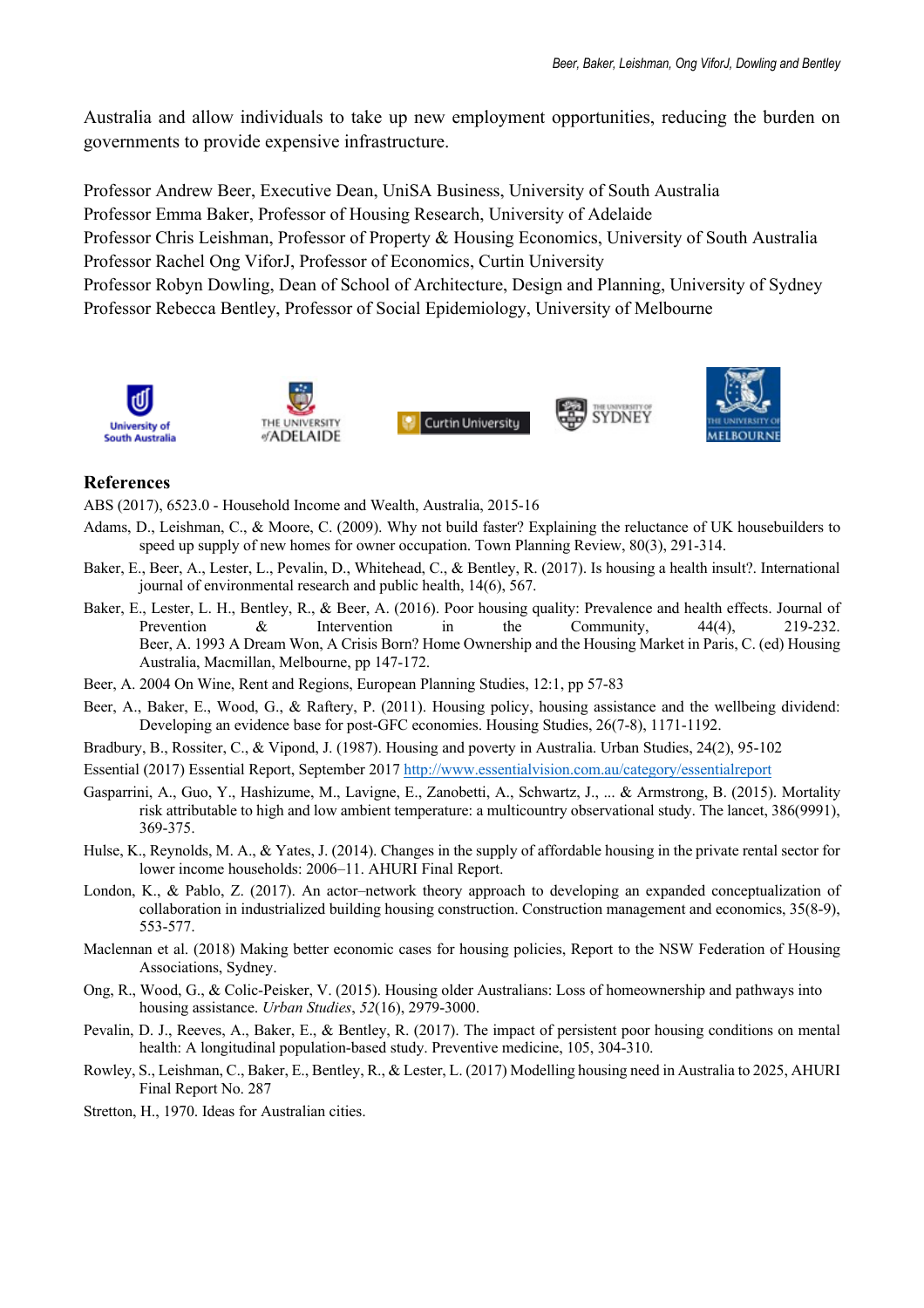Australia and allow individuals to take up new employment opportunities, reducing the burden on governments to provide expensive infrastructure.

Professor Andrew Beer, Executive Dean, UniSA Business, University of South Australia
Professor Emma Baker, Professor of Housing Research, University of Adelaide
Professor Chris Leishman, Professor of Property & Housing Economics, University of South Australia
Professor Rachel Ong ViforJ, Professor of Economics, Curtin University
Professor Robyn Dowling, Dean of School of Architecture, Design and Planning, University of Sydney
Professor Rebecca Bentley, Professor of Social Epidemiology, University of Melbourne

## References

ABS (2017), 6523.0 - Household Income and Wealth, Australia, 2015-16

Adams, D., Leishman, C., & Moore, C. (2009). Why not build faster? Explaining the reluctance of UK housebuilders to speed up supply of new homes for owner occupation. Town Planning Review, 80(3), 291-314.

Baker, E., Beer, A., Lester, L., Pevalin, D., Whitehead, C., & Bentley, R. (2017). Is housing a health insult?. International journal of environmental research and public health, 14(6), 567.

Baker, E., Lester, L. H., Bentley, R., & Beer, A. (2016). Poor housing quality: Prevalence and health effects. Journal of Prevention & Intervention in the Community, 44(4), 219-232.

Beer, A. 1993 A Dream Won, A Crisis Born? Home Ownership and the Housing Market in Paris, C. (ed) Housing Australia, Macmillan, Melbourne, pp 147-172.

Beer, A. 2004 On Wine, Rent and Regions, European Planning Studies, 12:1, pp 57-83

Beer, A., Baker, E., Wood, G., & Raftery, P. (2011). Housing policy, housing assistance and the wellbeing dividend: Developing an evidence base for post-GFC economies. Housing Studies, 26(7-8), 1171-1192.

Bradbury, B., Rossiter, C., & Vipond, J. (1987). Housing and poverty in Australia. Urban Studies, 24(2), 95-102

Essential (2017) Essential Report, September 2017 http://www.essentialvision.com.au/category/essentialreport

Gasparrini, A., Guo, Y., Hashizume, M., Lavigne, E., Zanobetti, A., Schwartz, J., ... & Armstrong, B. (2015). Mortality risk attributable to high and low ambient temperature: a multicountry observational study. The lancet, 386(9991), 369-375.

Hulse, K., Reynolds, M. A., & Yates, J. (2014). Changes in the supply of affordable housing in the private rental sector for lower income households: 2006–11. AHURI Final Report.

London, K., & Pablo, Z. (2017). An actor–network theory approach to developing an expanded conceptualization of collaboration in industrialized building housing construction. Construction management and economics, 35(8-9), 553-577.

Maclennan et al. (2018) Making better economic cases for housing policies, Report to the NSW Federation of Housing Associations, Sydney.

Ong, R., Wood, G., & Colic-Peisker, V. (2015). Housing older Australians: Loss of homeownership and pathways into housing assistance. *Urban Studies*, *52*(16), 2979-3000.

Pevalin, D. J., Reeves, A., Baker, E., & Bentley, R. (2017). The impact of persistent poor housing conditions on mental health: A longitudinal population-based study. Preventive medicine, 105, 304-310.

Rowley, S., Leishman, C., Baker, E., Bentley, R., & Lester, L. (2017) Modelling housing need in Australia to 2025, AHURI Final Report No. 287

Stretton, H., 1970. Ideas for Australian cities.